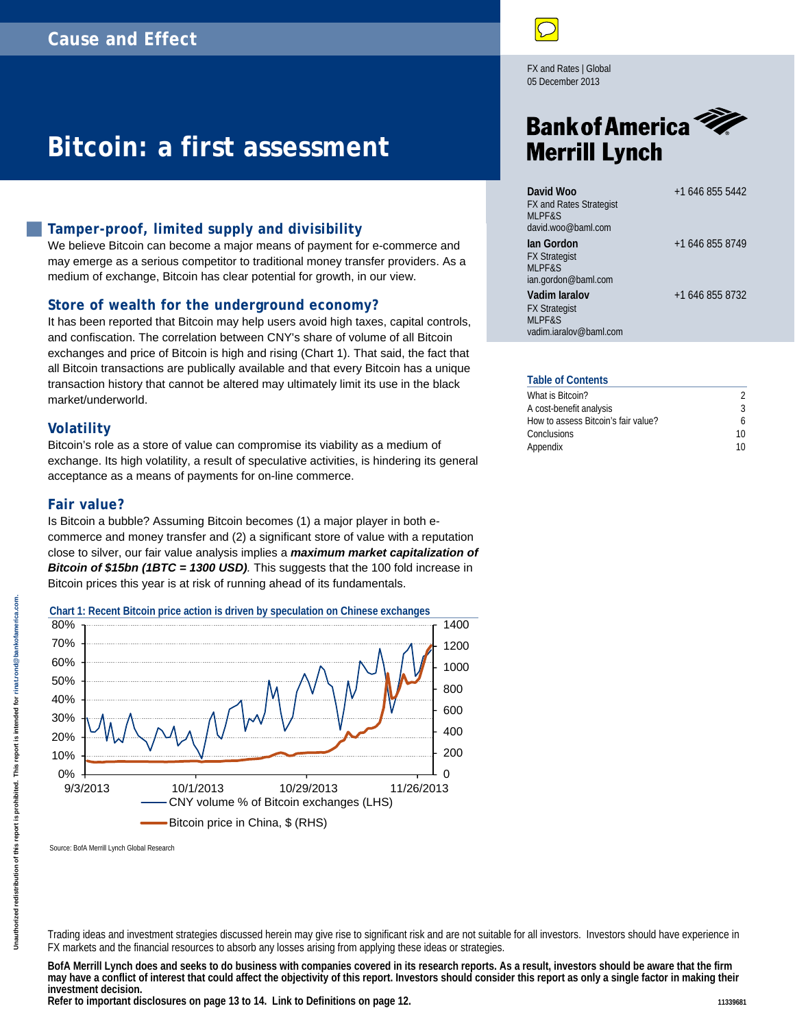Cause and Effect

FX and Rates | Global
05 December 2013

# Bitcoin: a first assessment

Bank of America Merrill Lynch

**David Woo** +1 646 855 5442
FX and Rates Strategist
MLPF&S
david.woo@baml.com

**Ian Gordon** +1 646 855 8749
FX Strategist
MLPF&S
ian.gordon@baml.com

**Vadim Iaralov** +1 646 855 8732
FX Strategist
MLPF&S
vadim.iaralov@baml.com

**Table of Contents**

| | |
|---|---|
| What is Bitcoin? | 2 |
| A cost-benefit analysis | 3 |
| How to assess Bitcoin's fair value? | 6 |
| Conclusions | 10 |
| Appendix | 10 |

## Tamper-proof, limited supply and divisibility

We believe Bitcoin can become a major means of payment for e-commerce and may emerge as a serious competitor to traditional money transfer providers. As a medium of exchange, Bitcoin has clear potential for growth, in our view.

### Store of wealth for the underground economy?

It has been reported that Bitcoin may help users avoid high taxes, capital controls, and confiscation. The correlation between CNY's share of volume of all Bitcoin exchanges and price of Bitcoin is high and rising (Chart 1). That said, the fact that all Bitcoin transactions are publically available and that every Bitcoin has a unique transaction history that cannot be altered may ultimately limit its use in the black market/underworld.

### Volatility

Bitcoin's role as a store of value can compromise its viability as a medium of exchange. Its high volatility, a result of speculative activities, is hindering its general acceptance as a means of payments for on-line commerce.

### Fair value?

Is Bitcoin a bubble? Assuming Bitcoin becomes (1) a major player in both e-commerce and money transfer and (2) a significant store of value with a reputation close to silver, our fair value analysis implies a ***maximum market capitalization of Bitcoin of $15bn (1BTC = 1300 USD)***. This suggests that the 100 fold increase in Bitcoin prices this year is at risk of running ahead of its fundamentals.

**Chart 1: Recent Bitcoin price action is driven by speculation on Chinese exchanges**

Legend: CNY volume % of Bitcoin exchanges (LHS); Bitcoin price in China, $ (RHS). LHS axis 0%–80%; RHS axis 0–1400; dates 9/3/2013, 10/1/2013, 10/29/2013, 11/26/2013.

Source: BofA Merrill Lynch Global Research

Trading ideas and investment strategies discussed herein may give rise to significant risk and are not suitable for all investors. Investors should have experience in FX markets and the financial resources to absorb any losses arising from applying these ideas or strategies.

**BofA Merrill Lynch does and seeks to do business with companies covered in its research reports. As a result, investors should be aware that the firm may have a conflict of interest that could affect the objectivity of this report. Investors should consider this report as only a single factor in making their investment decision.**
**Refer to important disclosures on page 13 to 14. Link to Definitions on page 12.**

11339681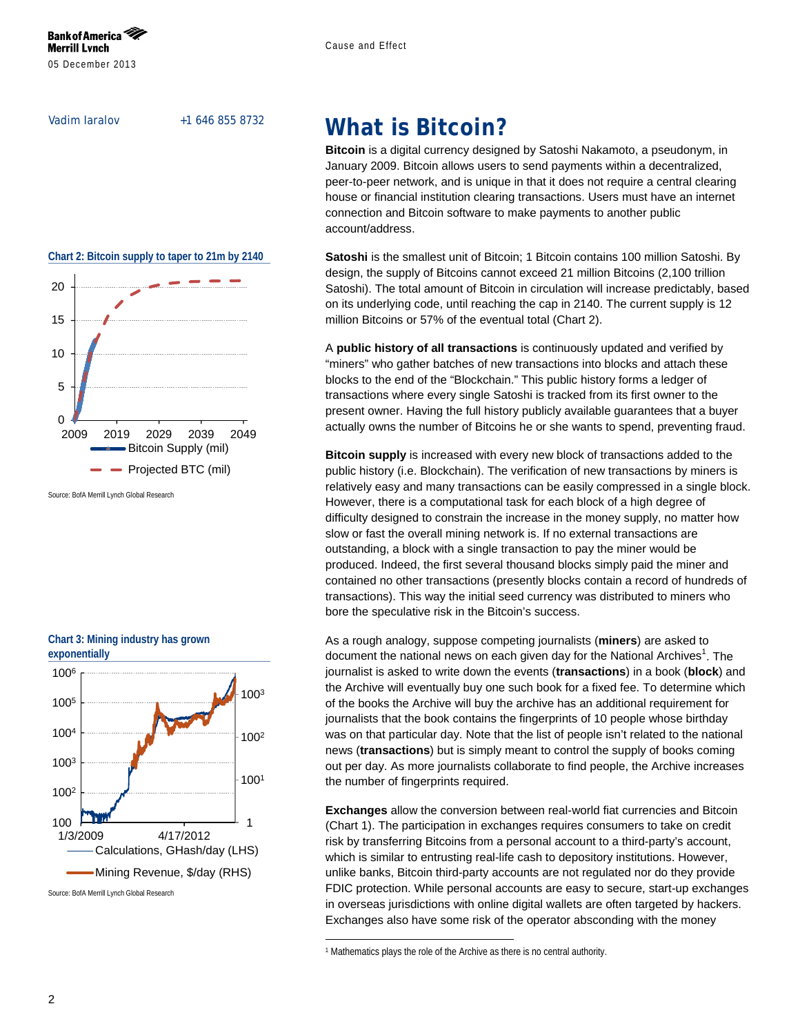Vadim Iaralov +1 646 855 8732

# What is Bitcoin?

**Bitcoin** is a digital currency designed by Satoshi Nakamoto, a pseudonym, in January 2009. Bitcoin allows users to send payments within a decentralized, peer-to-peer network, and is unique in that it does not require a central clearing house or financial institution clearing transactions. Users must have an internet connection and Bitcoin software to make payments to another public account/address.

**Satoshi** is the smallest unit of Bitcoin; 1 Bitcoin contains 100 million Satoshi. By design, the supply of Bitcoins cannot exceed 21 million Bitcoins (2,100 trillion Satoshi). The total amount of Bitcoin in circulation will increase predictably, based on its underlying code, until reaching the cap in 2140. The current supply is 12 million Bitcoins or 57% of the eventual total (Chart 2).

**Chart 2: Bitcoin supply to taper to 21m by 2140**

Source: BofA Merrill Lynch Global Research

A **public history of all transactions** is continuously updated and verified by "miners" who gather batches of new transactions into blocks and attach these blocks to the end of the "Blockchain." This public history forms a ledger of transactions where every single Satoshi is tracked from its first owner to the present owner. Having the full history publicly available guarantees that a buyer actually owns the number of Bitcoins he or she wants to spend, preventing fraud.

**Bitcoin supply** is increased with every new block of transactions added to the public history (i.e. Blockchain). The verification of new transactions by miners is relatively easy and many transactions can be easily compressed in a single block. However, there is a computational task for each block of a high degree of difficulty designed to constrain the increase in the money supply, no matter how slow or fast the overall mining network is. If no external transactions are outstanding, a block with a single transaction to pay the miner would be produced. Indeed, the first several thousand blocks simply paid the miner and contained no other transactions (presently blocks contain a record of hundreds of transactions). This way the initial seed currency was distributed to miners who bore the speculative risk in the Bitcoin's success.

**Chart 3: Mining industry has grown exponentially**

Source: BofA Merrill Lynch Global Research

As a rough analogy, suppose competing journalists (**miners**) are asked to document the national news on each given day for the National Archives[1]. The journalist is asked to write down the events (**transactions**) in a book (**block**) and the Archive will eventually buy one such book for a fixed fee. To determine which of the books the Archive will buy the archive has an additional requirement for journalists that the book contains the fingerprints of 10 people whose birthday was on that particular day. Note that the list of people isn't related to the national news (**transactions**) but is simply meant to control the supply of books coming out per day. As more journalists collaborate to find people, the Archive increases the number of fingerprints required.

**Exchanges** allow the conversion between real-world fiat currencies and Bitcoin (Chart 1). The participation in exchanges requires consumers to take on credit risk by transferring Bitcoins from a personal account to a third-party's account, which is similar to entrusting real-life cash to depository institutions. However, unlike banks, Bitcoin third-party accounts are not regulated nor do they provide FDIC protection. While personal accounts are easy to secure, start-up exchanges in overseas jurisdictions with online digital wallets are often targeted by hackers. Exchanges also have some risk of the operator absconding with the money

[1] Mathematics plays the role of the Archive as there is no central authority.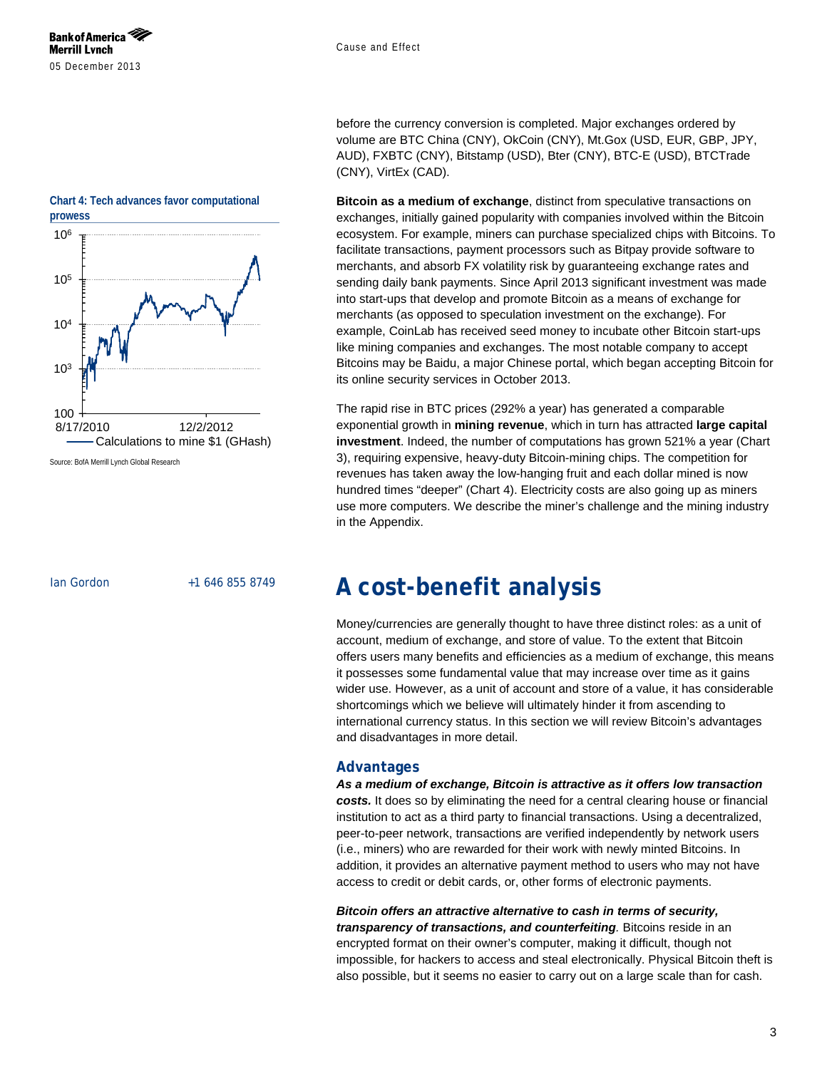before the currency conversion is completed. Major exchanges ordered by volume are BTC China (CNY), OkCoin (CNY), Mt.Gox (USD, EUR, GBP, JPY, AUD), FXBTC (CNY), Bitstamp (USD), Bter (CNY), BTC-E (USD), BTCTrade (CNY), VirtEx (CAD).

**Bitcoin as a medium of exchange**, distinct from speculative transactions on exchanges, initially gained popularity with companies involved within the Bitcoin ecosystem. For example, miners can purchase specialized chips with Bitcoins. To facilitate transactions, payment processors such as Bitpay provide software to merchants, and absorb FX volatility risk by guaranteeing exchange rates and sending daily bank payments. Since April 2013 significant investment was made into start-ups that develop and promote Bitcoin as a means of exchange for merchants (as opposed to speculation investment on the exchange). For example, CoinLab has received seed money to incubate other Bitcoin start-ups like mining companies and exchanges. The most notable company to accept Bitcoins may be Baidu, a major Chinese portal, which began accepting Bitcoin for its online security services in October 2013.

**Chart 4: Tech advances favor computational prowess**

Source: BofA Merrill Lynch Global Research

The rapid rise in BTC prices (292% a year) has generated a comparable exponential growth in **mining revenue**, which in turn has attracted **large capital investment**. Indeed, the number of computations has grown 521% a year (Chart 3), requiring expensive, heavy-duty Bitcoin-mining chips. The competition for revenues has taken away the low-hanging fruit and each dollar mined is now hundred times "deeper" (Chart 4). Electricity costs are also going up as miners use more computers. We describe the miner's challenge and the mining industry in the Appendix.

Ian Gordon +1 646 855 8749

# A cost-benefit analysis

Money/currencies are generally thought to have three distinct roles: as a unit of account, medium of exchange, and store of value. To the extent that Bitcoin offers users many benefits and efficiencies as a medium of exchange, this means it possesses some fundamental value that may increase over time as it gains wider use. However, as a unit of account and store of a value, it has considerable shortcomings which we believe will ultimately hinder it from ascending to international currency status. In this section we will review Bitcoin's advantages and disadvantages in more detail.

## Advantages

***As a medium of exchange, Bitcoin is attractive as it offers low transaction costs.*** It does so by eliminating the need for a central clearing house or financial institution to act as a third party to financial transactions. Using a decentralized, peer-to-peer network, transactions are verified independently by network users (i.e., miners) who are rewarded for their work with newly minted Bitcoins. In addition, it provides an alternative payment method to users who may not have access to credit or debit cards, or, other forms of electronic payments.

***Bitcoin offers an attractive alternative to cash in terms of security, transparency of transactions, and counterfeiting***. Bitcoins reside in an encrypted format on their owner's computer, making it difficult, though not impossible, for hackers to access and steal electronically. Physical Bitcoin theft is also possible, but it seems no easier to carry out on a large scale than for cash.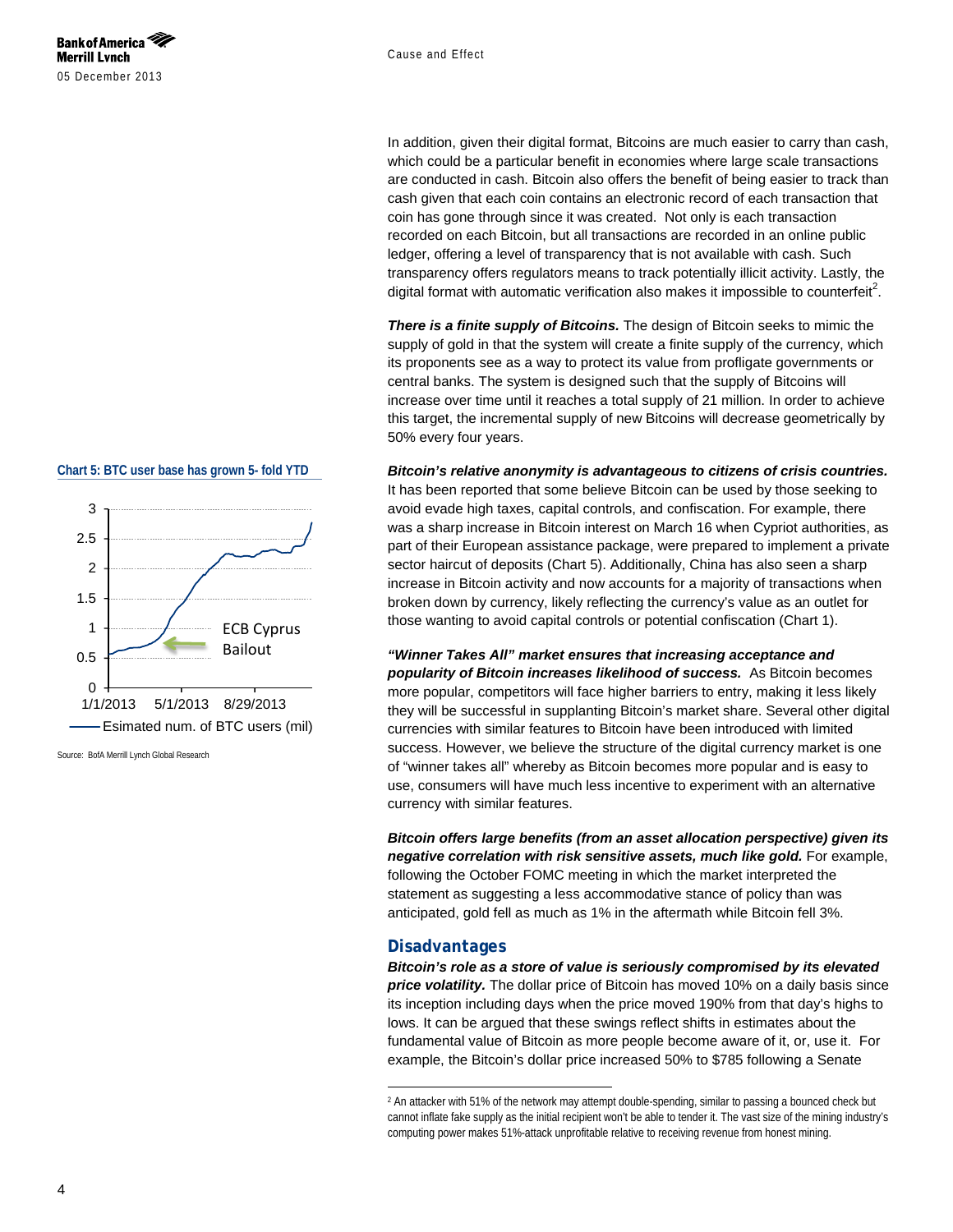In addition, given their digital format, Bitcoins are much easier to carry than cash, which could be a particular benefit in economies where large scale transactions are conducted in cash. Bitcoin also offers the benefit of being easier to track than cash given that each coin contains an electronic record of each transaction that coin has gone through since it was created. Not only is each transaction recorded on each Bitcoin, but all transactions are recorded in an online public ledger, offering a level of transparency that is not available with cash. Such transparency offers regulators means to track potentially illicit activity. Lastly, the digital format with automatic verification also makes it impossible to counterfeit[2].

***There is a finite supply of Bitcoins.*** The design of Bitcoin seeks to mimic the supply of gold in that the system will create a finite supply of the currency, which its proponents see as a way to protect its value from profligate governments or central banks. The system is designed such that the supply of Bitcoins will increase over time until it reaches a total supply of 21 million. In order to achieve this target, the incremental supply of new Bitcoins will decrease geometrically by 50% every four years.

**Chart 5: BTC user base has grown 5- fold YTD**

Source: BofA Merrill Lynch Global Research

***Bitcoin's relative anonymity is advantageous to citizens of crisis countries.*** It has been reported that some believe Bitcoin can be used by those seeking to avoid evade high taxes, capital controls, and confiscation. For example, there was a sharp increase in Bitcoin interest on March 16 when Cypriot authorities, as part of their European assistance package, were prepared to implement a private sector haircut of deposits (Chart 5). Additionally, China has also seen a sharp increase in Bitcoin activity and now accounts for a majority of transactions when broken down by currency, likely reflecting the currency's value as an outlet for those wanting to avoid capital controls or potential confiscation (Chart 1).

***"Winner Takes All" market ensures that increasing acceptance and popularity of Bitcoin increases likelihood of success.*** As Bitcoin becomes more popular, competitors will face higher barriers to entry, making it less likely they will be successful in supplanting Bitcoin's market share. Several other digital currencies with similar features to Bitcoin have been introduced with limited success. However, we believe the structure of the digital currency market is one of "winner takes all" whereby as Bitcoin becomes more popular and is easy to use, consumers will have much less incentive to experiment with an alternative currency with similar features.

***Bitcoin offers large benefits (from an asset allocation perspective) given its negative correlation with risk sensitive assets, much like gold.*** For example, following the October FOMC meeting in which the market interpreted the statement as suggesting a less accommodative stance of policy than was anticipated, gold fell as much as 1% in the aftermath while Bitcoin fell 3%.

## Disadvantages

***Bitcoin's role as a store of value is seriously compromised by its elevated price volatility.*** The dollar price of Bitcoin has moved 10% on a daily basis since its inception including days when the price moved 190% from that day's highs to lows. It can be argued that these swings reflect shifts in estimates about the fundamental value of Bitcoin as more people become aware of it, or, use it. For example, the Bitcoin's dollar price increased 50% to $785 following a Senate

---

[2] An attacker with 51% of the network may attempt double-spending, similar to passing a bounced check but cannot inflate fake supply as the initial recipient won't be able to tender it. The vast size of the mining industry's computing power makes 51%-attack unprofitable relative to receiving revenue from honest mining.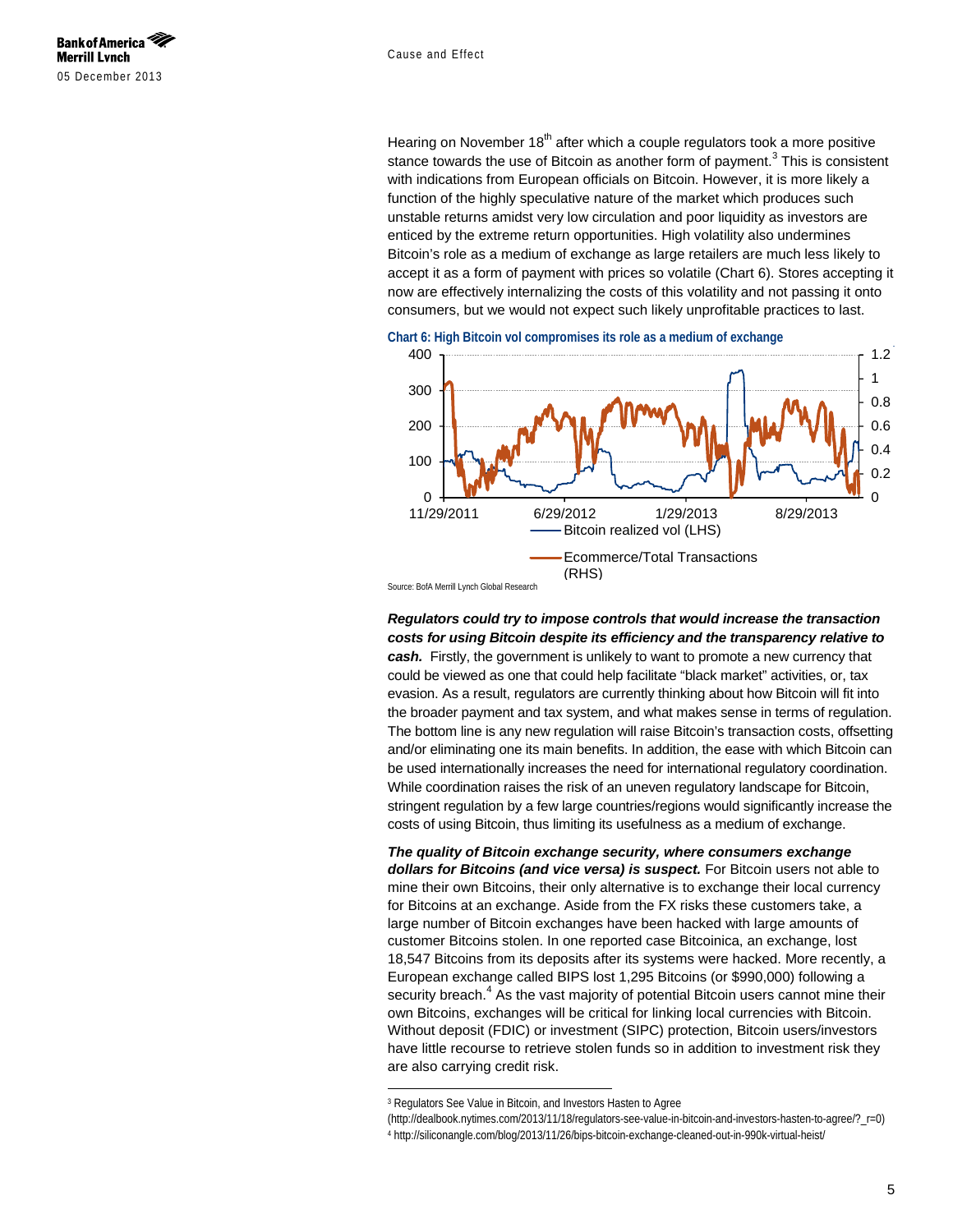Hearing on November 18th after which a couple regulators took a more positive stance towards the use of Bitcoin as another form of payment.[3] This is consistent with indications from European officials on Bitcoin. However, it is more likely a function of the highly speculative nature of the market which produces such unstable returns amidst very low circulation and poor liquidity as investors are enticed by the extreme return opportunities. High volatility also undermines Bitcoin's role as a medium of exchange as large retailers are much less likely to accept it as a form of payment with prices so volatile (Chart 6). Stores accepting it now are effectively internalizing the costs of this volatility and not passing it onto consumers, but we would not expect such likely unprofitable practices to last.

**Chart 6: High Bitcoin vol compromises its role as a medium of exchange**

Source: BofA Merrill Lynch Global Research

***Regulators could try to impose controls that would increase the transaction costs for using Bitcoin despite its efficiency and the transparency relative to cash.*** Firstly, the government is unlikely to want to promote a new currency that could be viewed as one that could help facilitate "black market" activities, or, tax evasion. As a result, regulators are currently thinking about how Bitcoin will fit into the broader payment and tax system, and what makes sense in terms of regulation. The bottom line is any new regulation will raise Bitcoin's transaction costs, offsetting and/or eliminating one its main benefits. In addition, the ease with which Bitcoin can be used internationally increases the need for international regulatory coordination. While coordination raises the risk of an uneven regulatory landscape for Bitcoin, stringent regulation by a few large countries/regions would significantly increase the costs of using Bitcoin, thus limiting its usefulness as a medium of exchange.

***The quality of Bitcoin exchange security, where consumers exchange dollars for Bitcoins (and vice versa) is suspect.*** For Bitcoin users not able to mine their own Bitcoins, their only alternative is to exchange their local currency for Bitcoins at an exchange. Aside from the FX risks these customers take, a large number of Bitcoin exchanges have been hacked with large amounts of customer Bitcoins stolen. In one reported case Bitcoinica, an exchange, lost 18,547 Bitcoins from its deposits after its systems were hacked. More recently, a European exchange called BIPS lost 1,295 Bitcoins (or $990,000) following a security breach.[4] As the vast majority of potential Bitcoin users cannot mine their own Bitcoins, exchanges will be critical for linking local currencies with Bitcoin. Without deposit (FDIC) or investment (SIPC) protection, Bitcoin users/investors have little recourse to retrieve stolen funds so in addition to investment risk they are also carrying credit risk.

[3] Regulators See Value in Bitcoin, and Investors Hasten to Agree (http://dealbook.nytimes.com/2013/11/18/regulators-see-value-in-bitcoin-and-investors-hasten-to-agree/?_r=0)

[4] http://siliconangle.com/blog/2013/11/26/bips-bitcoin-exchange-cleaned-out-in-990k-virtual-heist/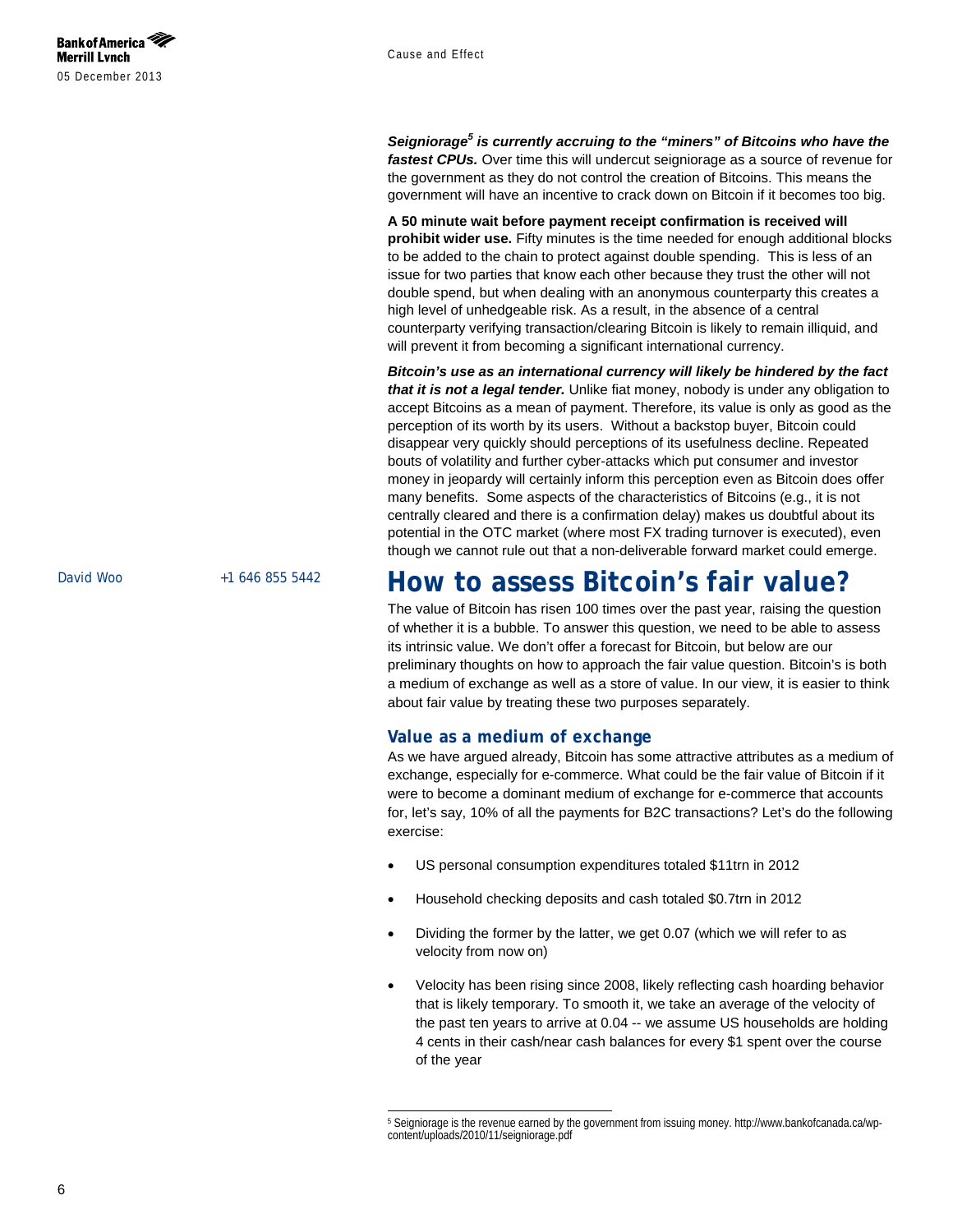***Seigniorage[5] is currently accruing to the "miners" of Bitcoins who have the fastest CPUs.*** Over time this will undercut seigniorage as a source of revenue for the government as they do not control the creation of Bitcoins. This means the government will have an incentive to crack down on Bitcoin if it becomes too big.

**A 50 minute wait before payment receipt confirmation is received will prohibit wider use.** Fifty minutes is the time needed for enough additional blocks to be added to the chain to protect against double spending. This is less of an issue for two parties that know each other because they trust the other will not double spend, but when dealing with an anonymous counterparty this creates a high level of unhedgeable risk. As a result, in the absence of a central counterparty verifying transaction/clearing Bitcoin is likely to remain illiquid, and will prevent it from becoming a significant international currency.

***Bitcoin's use as an international currency will likely be hindered by the fact that it is not a legal tender.*** Unlike fiat money, nobody is under any obligation to accept Bitcoins as a mean of payment. Therefore, its value is only as good as the perception of its worth by its users. Without a backstop buyer, Bitcoin could disappear very quickly should perceptions of its usefulness decline. Repeated bouts of volatility and further cyber-attacks which put consumer and investor money in jeopardy will certainly inform this perception even as Bitcoin does offer many benefits. Some aspects of the characteristics of Bitcoins (e.g., it is not centrally cleared and there is a confirmation delay) makes us doubtful about its potential in the OTC market (where most FX trading turnover is executed), even though we cannot rule out that a non-deliverable forward market could emerge.

David Woo +1 646 855 5442

# How to assess Bitcoin's fair value?

The value of Bitcoin has risen 100 times over the past year, raising the question of whether it is a bubble. To answer this question, we need to be able to assess its intrinsic value. We don't offer a forecast for Bitcoin, but below are our preliminary thoughts on how to approach the fair value question. Bitcoin's is both a medium of exchange as well as a store of value. In our view, it is easier to think about fair value by treating these two purposes separately.

## Value as a medium of exchange

As we have argued already, Bitcoin has some attractive attributes as a medium of exchange, especially for e-commerce. What could be the fair value of Bitcoin if it were to become a dominant medium of exchange for e-commerce that accounts for, let's say, 10% of all the payments for B2C transactions? Let's do the following exercise:

- US personal consumption expenditures totaled \$11trn in 2012
- Household checking deposits and cash totaled \$0.7trn in 2012
- Dividing the former by the latter, we get 0.07 (which we will refer to as velocity from now on)
- Velocity has been rising since 2008, likely reflecting cash hoarding behavior that is likely temporary. To smooth it, we take an average of the velocity of the past ten years to arrive at 0.04 -- we assume US households are holding 4 cents in their cash/near cash balances for every \$1 spent over the course of the year

[5] Seigniorage is the revenue earned by the government from issuing money. http://www.bankofcanada.ca/wp-content/uploads/2010/11/seigniorage.pdf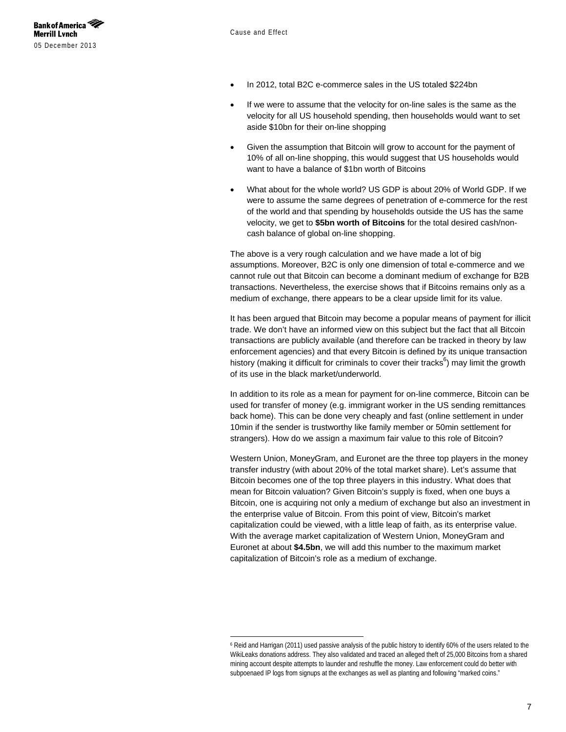- In 2012, total B2C e-commerce sales in the US totaled $224bn
- If we were to assume that the velocity for on-line sales is the same as the velocity for all US household spending, then households would want to set aside $10bn for their on-line shopping
- Given the assumption that Bitcoin will grow to account for the payment of 10% of all on-line shopping, this would suggest that US households would want to have a balance of $1bn worth of Bitcoins
- What about for the whole world? US GDP is about 20% of World GDP. If we were to assume the same degrees of penetration of e-commerce for the rest of the world and that spending by households outside the US has the same velocity, we get to **$5bn worth of Bitcoins** for the total desired cash/non-cash balance of global on-line shopping.

The above is a very rough calculation and we have made a lot of big assumptions. Moreover, B2C is only one dimension of total e-commerce and we cannot rule out that Bitcoin can become a dominant medium of exchange for B2B transactions. Nevertheless, the exercise shows that if Bitcoins remains only as a medium of exchange, there appears to be a clear upside limit for its value.

It has been argued that Bitcoin may become a popular means of payment for illicit trade. We don't have an informed view on this subject but the fact that all Bitcoin transactions are publicly available (and therefore can be tracked in theory by law enforcement agencies) and that every Bitcoin is defined by its unique transaction history (making it difficult for criminals to cover their tracks[6]) may limit the growth of its use in the black market/underworld.

In addition to its role as a mean for payment for on-line commerce, Bitcoin can be used for transfer of money (e.g. immigrant worker in the US sending remittances back home). This can be done very cheaply and fast (online settlement in under 10min if the sender is trustworthy like family member or 50min settlement for strangers). How do we assign a maximum fair value to this role of Bitcoin?

Western Union, MoneyGram, and Euronet are the three top players in the money transfer industry (with about 20% of the total market share). Let's assume that Bitcoin becomes one of the top three players in this industry. What does that mean for Bitcoin valuation? Given Bitcoin's supply is fixed, when one buys a Bitcoin, one is acquiring not only a medium of exchange but also an investment in the enterprise value of Bitcoin. From this point of view, Bitcoin's market capitalization could be viewed, with a little leap of faith, as its enterprise value. With the average market capitalization of Western Union, MoneyGram and Euronet at about **$4.5bn**, we will add this number to the maximum market capitalization of Bitcoin's role as a medium of exchange.

---

[6] Reid and Harrigan (2011) used passive analysis of the public history to identify 60% of the users related to the WikiLeaks donations address. They also validated and traced an alleged theft of 25,000 Bitcoins from a shared mining account despite attempts to launder and reshuffle the money. Law enforcement could do better with subpoenaed IP logs from signups at the exchanges as well as planting and following "marked coins."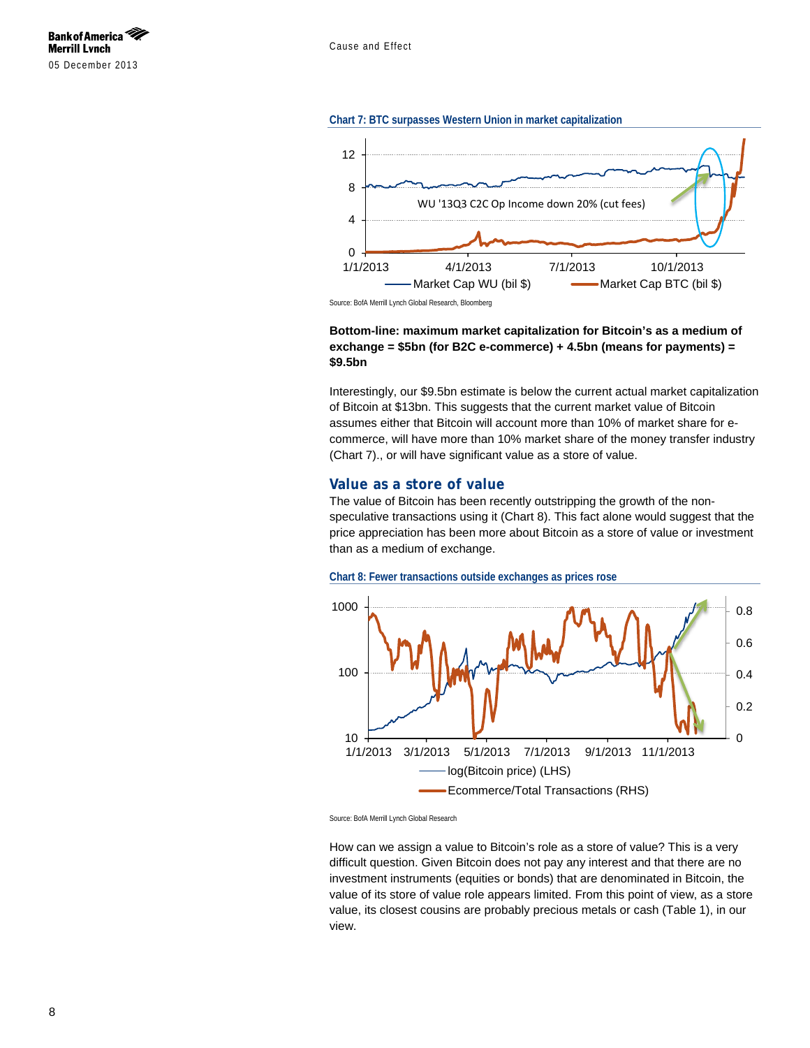**Chart 7: BTC surpasses Western Union in market capitalization**

Source: BofA Merrill Lynch Global Research, Bloomberg

**Bottom-line: maximum market capitalization for Bitcoin's as a medium of exchange = $5bn (for B2C e-commerce) + 4.5bn (means for payments) = $9.5bn**

Interestingly, our $9.5bn estimate is below the current actual market capitalization of Bitcoin at $13bn. This suggests that the current market value of Bitcoin assumes either that Bitcoin will account more than 10% of market share for e-commerce, will have more than 10% market share of the money transfer industry (Chart 7)., or will have significant value as a store of value.

## Value as a store of value

The value of Bitcoin has been recently outstripping the growth of the non-speculative transactions using it (Chart 8). This fact alone would suggest that the price appreciation has been more about Bitcoin as a store of value or investment than as a medium of exchange.

**Chart 8: Fewer transactions outside exchanges as prices rose**

Source: BofA Merrill Lynch Global Research

How can we assign a value to Bitcoin's role as a store of value? This is a very difficult question. Given Bitcoin does not pay any interest and that there are no investment instruments (equities or bonds) that are denominated in Bitcoin, the value of its store of value role appears limited. From this point of view, as a store value, its closest cousins are probably precious metals or cash (Table 1), in our view.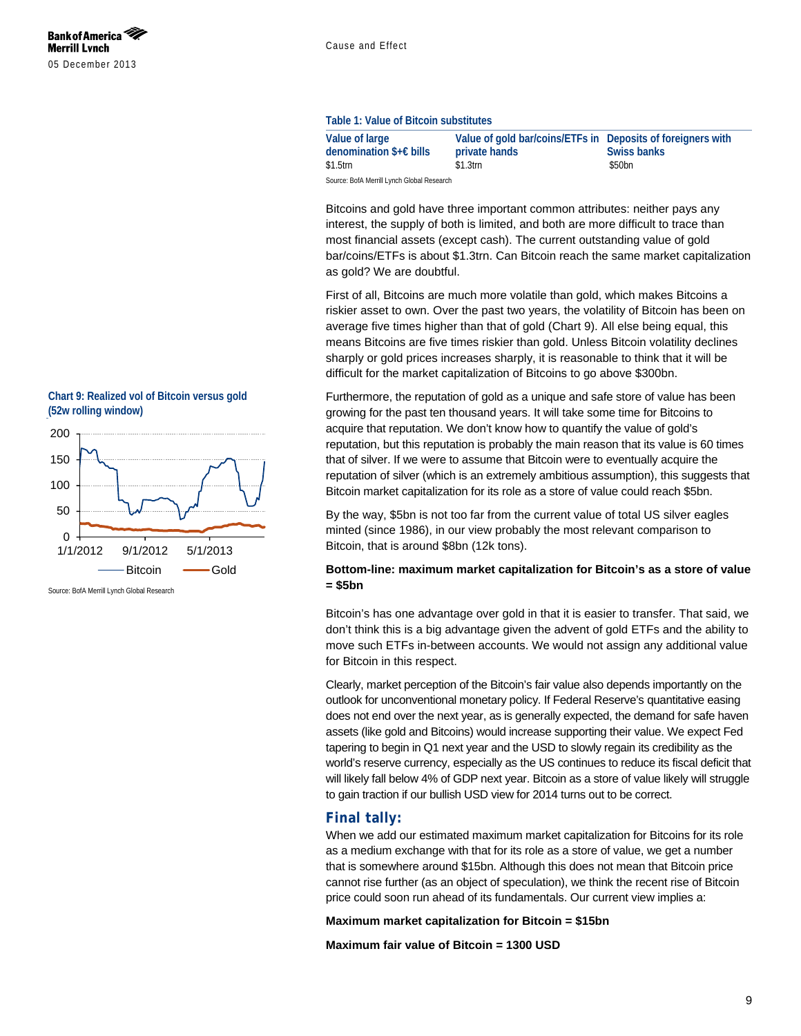**Table 1: Value of Bitcoin substitutes**

| Value of large denomination $+€ bills | Value of gold bar/coins/ETFs in private hands | Deposits of foreigners with Swiss banks |
| --- | --- | --- |
| $1.5trn | $1.3trn | $50bn |

Source: BofA Merrill Lynch Global Research

Bitcoins and gold have three important common attributes: neither pays any interest, the supply of both is limited, and both are more difficult to trace than most financial assets (except cash). The current outstanding value of gold bar/coins/ETFs is about $1.3trn. Can Bitcoin reach the same market capitalization as gold? We are doubtful.

First of all, Bitcoins are much more volatile than gold, which makes Bitcoins a riskier asset to own. Over the past two years, the volatility of Bitcoin has been on average five times higher than that of gold (Chart 9). All else being equal, this means Bitcoins are five times riskier than gold. Unless Bitcoin volatility declines sharply or gold prices increases sharply, it is reasonable to think that it will be difficult for the market capitalization of Bitcoins to go above $300bn.

**Chart 9: Realized vol of Bitcoin versus gold (52w rolling window)**

Source: BofA Merrill Lynch Global Research

Furthermore, the reputation of gold as a unique and safe store of value has been growing for the past ten thousand years. It will take some time for Bitcoins to acquire that reputation. We don't know how to quantify the value of gold's reputation, but this reputation is probably the main reason that its value is 60 times that of silver. If we were to assume that Bitcoin were to eventually acquire the reputation of silver (which is an extremely ambitious assumption), this suggests that Bitcoin market capitalization for its role as a store of value could reach $5bn.

By the way, $5bn is not too far from the current value of total US silver eagles minted (since 1986), in our view probably the most relevant comparison to Bitcoin, that is around $8bn (12k tons).

**Bottom-line: maximum market capitalization for Bitcoin's as a store of value = $5bn**

Bitcoin's has one advantage over gold in that it is easier to transfer. That said, we don't think this is a big advantage given the advent of gold ETFs and the ability to move such ETFs in-between accounts. We would not assign any additional value for Bitcoin in this respect.

Clearly, market perception of the Bitcoin's fair value also depends importantly on the outlook for unconventional monetary policy. If Federal Reserve's quantitative easing does not end over the next year, as is generally expected, the demand for safe haven assets (like gold and Bitcoins) would increase supporting their value. We expect Fed tapering to begin in Q1 next year and the USD to slowly regain its credibility as the world's reserve currency, especially as the US continues to reduce its fiscal deficit that will likely fall below 4% of GDP next year. Bitcoin as a store of value likely will struggle to gain traction if our bullish USD view for 2014 turns out to be correct.

## Final tally:

When we add our estimated maximum market capitalization for Bitcoins for its role as a medium exchange with that for its role as a store of value, we get a number that is somewhere around $15bn. Although this does not mean that Bitcoin price cannot rise further (as an object of speculation), we think the recent rise of Bitcoin price could soon run ahead of its fundamentals. Our current view implies a:

**Maximum market capitalization for Bitcoin = $15bn**

**Maximum fair value of Bitcoin = 1300 USD**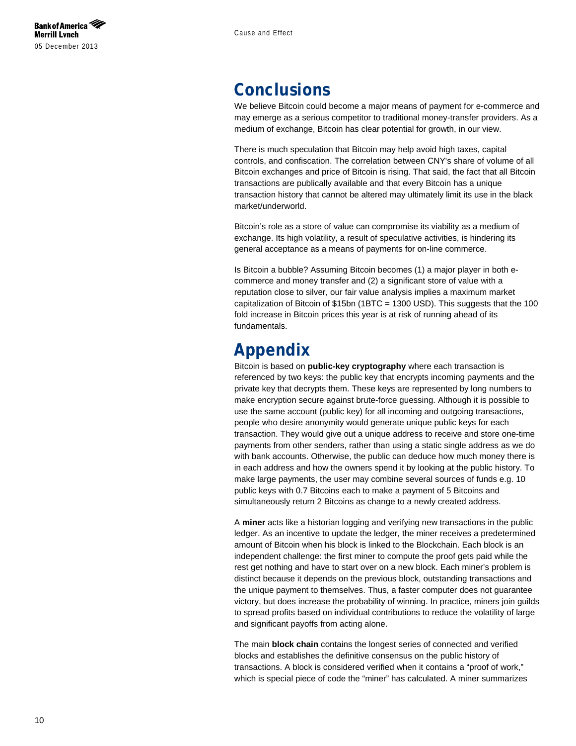# Conclusions

We believe Bitcoin could become a major means of payment for e-commerce and may emerge as a serious competitor to traditional money-transfer providers. As a medium of exchange, Bitcoin has clear potential for growth, in our view.

There is much speculation that Bitcoin may help avoid high taxes, capital controls, and confiscation. The correlation between CNY's share of volume of all Bitcoin exchanges and price of Bitcoin is rising. That said, the fact that all Bitcoin transactions are publically available and that every Bitcoin has a unique transaction history that cannot be altered may ultimately limit its use in the black market/underworld.

Bitcoin's role as a store of value can compromise its viability as a medium of exchange. Its high volatility, a result of speculative activities, is hindering its general acceptance as a means of payments for on-line commerce.

Is Bitcoin a bubble? Assuming Bitcoin becomes (1) a major player in both e-commerce and money transfer and (2) a significant store of value with a reputation close to silver, our fair value analysis implies a maximum market capitalization of Bitcoin of $15bn (1BTC = 1300 USD). This suggests that the 100 fold increase in Bitcoin prices this year is at risk of running ahead of its fundamentals.

# Appendix

Bitcoin is based on **public-key cryptography** where each transaction is referenced by two keys: the public key that encrypts incoming payments and the private key that decrypts them. These keys are represented by long numbers to make encryption secure against brute-force guessing. Although it is possible to use the same account (public key) for all incoming and outgoing transactions, people who desire anonymity would generate unique public keys for each transaction. They would give out a unique address to receive and store one-time payments from other senders, rather than using a static single address as we do with bank accounts. Otherwise, the public can deduce how much money there is in each address and how the owners spend it by looking at the public history. To make large payments, the user may combine several sources of funds e.g. 10 public keys with 0.7 Bitcoins each to make a payment of 5 Bitcoins and simultaneously return 2 Bitcoins as change to a newly created address.

A **miner** acts like a historian logging and verifying new transactions in the public ledger. As an incentive to update the ledger, the miner receives a predetermined amount of Bitcoin when his block is linked to the Blockchain. Each block is an independent challenge: the first miner to compute the proof gets paid while the rest get nothing and have to start over on a new block. Each miner's problem is distinct because it depends on the previous block, outstanding transactions and the unique payment to themselves. Thus, a faster computer does not guarantee victory, but does increase the probability of winning. In practice, miners join guilds to spread profits based on individual contributions to reduce the volatility of large and significant payoffs from acting alone.

The main **block chain** contains the longest series of connected and verified blocks and establishes the definitive consensus on the public history of transactions. A block is considered verified when it contains a "proof of work," which is special piece of code the "miner" has calculated. A miner summarizes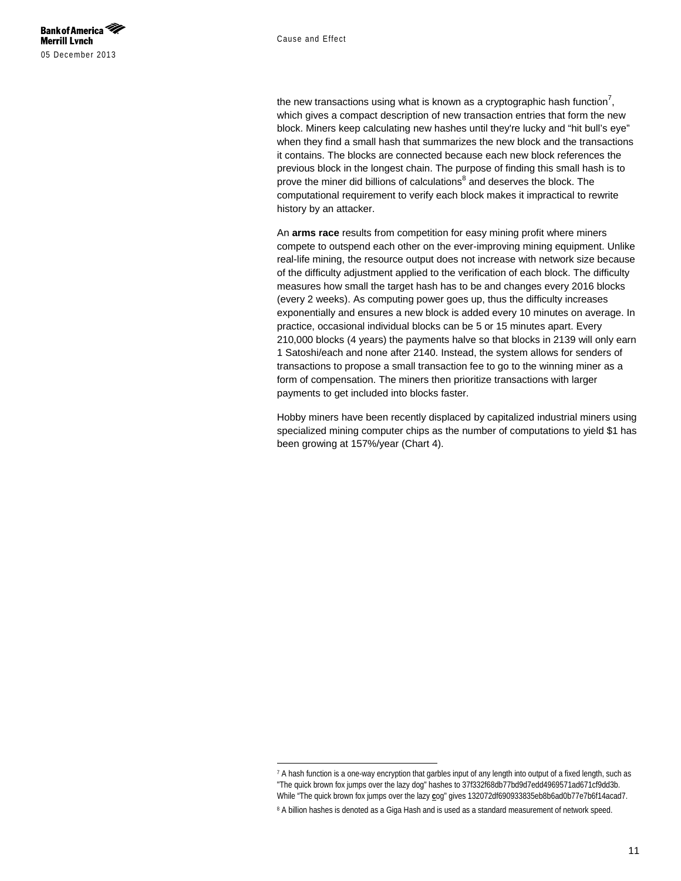the new transactions using what is known as a cryptographic hash function[7], which gives a compact description of new transaction entries that form the new block. Miners keep calculating new hashes until they're lucky and "hit bull's eye" when they find a small hash that summarizes the new block and the transactions it contains. The blocks are connected because each new block references the previous block in the longest chain. The purpose of finding this small hash is to prove the miner did billions of calculations[8] and deserves the block. The computational requirement to verify each block makes it impractical to rewrite history by an attacker.

An **arms race** results from competition for easy mining profit where miners compete to outspend each other on the ever-improving mining equipment. Unlike real-life mining, the resource output does not increase with network size because of the difficulty adjustment applied to the verification of each block. The difficulty measures how small the target hash has to be and changes every 2016 blocks (every 2 weeks). As computing power goes up, thus the difficulty increases exponentially and ensures a new block is added every 10 minutes on average. In practice, occasional individual blocks can be 5 or 15 minutes apart. Every 210,000 blocks (4 years) the payments halve so that blocks in 2139 will only earn 1 Satoshi/each and none after 2140. Instead, the system allows for senders of transactions to propose a small transaction fee to go to the winning miner as a form of compensation. The miners then prioritize transactions with larger payments to get included into blocks faster.

Hobby miners have been recently displaced by capitalized industrial miners using specialized mining computer chips as the number of computations to yield $1 has been growing at 157%/year (Chart 4).

---

[7] A hash function is a one-way encryption that garbles input of any length into output of a fixed length, such as "The quick brown fox jumps over the lazy dog" hashes to 37f332f68db77bd9d7edd4969571ad671cf9dd3b. While "The quick brown fox jumps over the lazy **c**og" gives 132072df690933835eb8b6ad0b77e7b6f14acad7.

[8] A billion hashes is denoted as a Giga Hash and is used as a standard measurement of network speed.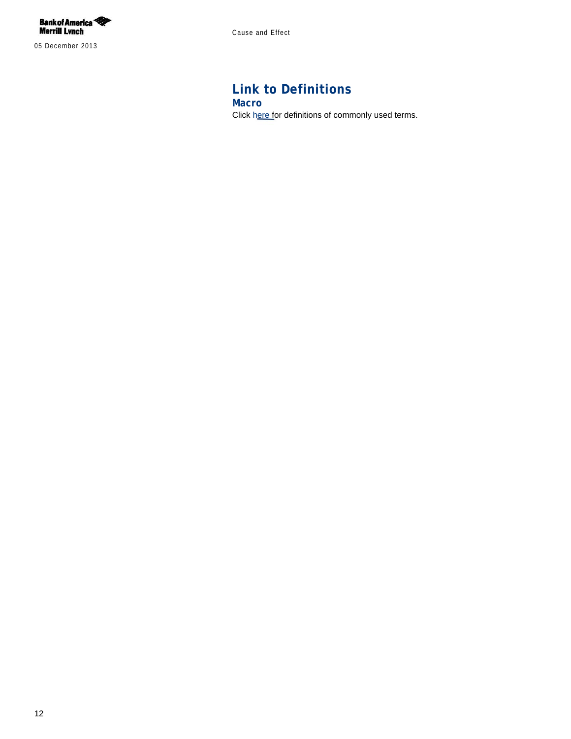## Link to Definitions

### Macro

Click here for definitions of commonly used terms.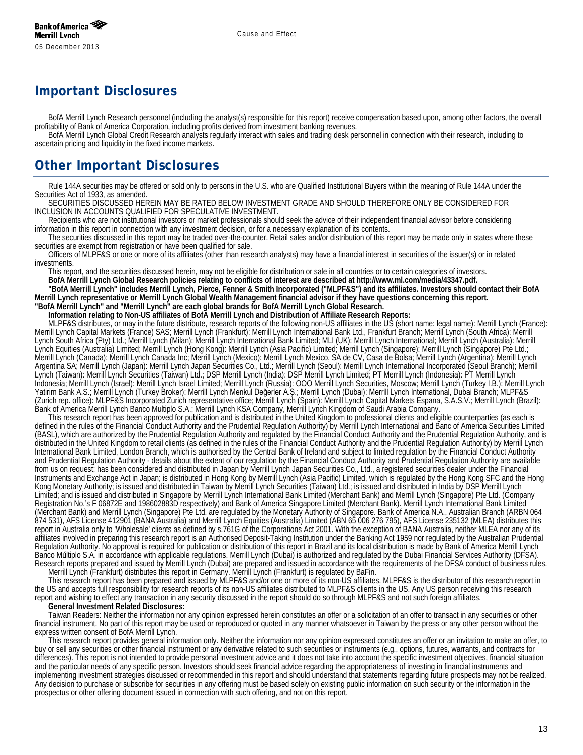## Important Disclosures

BofA Merrill Lynch Research personnel (including the analyst(s) responsible for this report) receive compensation based upon, among other factors, the overall profitability of Bank of America Corporation, including profits derived from investment banking revenues.

BofA Merrill Lynch Global Credit Research analysts regularly interact with sales and trading desk personnel in connection with their research, including to ascertain pricing and liquidity in the fixed income markets.

## Other Important Disclosures

Rule 144A securities may be offered or sold only to persons in the U.S. who are Qualified Institutional Buyers within the meaning of Rule 144A under the Securities Act of 1933, as amended.

SECURITIES DISCUSSED HEREIN MAY BE RATED BELOW INVESTMENT GRADE AND SHOULD THEREFORE ONLY BE CONSIDERED FOR INCLUSION IN ACCOUNTS QUALIFIED FOR SPECULATIVE INVESTMENT.

Recipients who are not institutional investors or market professionals should seek the advice of their independent financial advisor before considering information in this report in connection with any investment decision, or for a necessary explanation of its contents.

The securities discussed in this report may be traded over-the-counter. Retail sales and/or distribution of this report may be made only in states where these securities are exempt from registration or have been qualified for sale.

Officers of MLPF&S or one or more of its affiliates (other than research analysts) may have a financial interest in securities of the issuer(s) or in related investments.

This report, and the securities discussed herein, may not be eligible for distribution or sale in all countries or to certain categories of investors.

**BofA Merrill Lynch Global Research policies relating to conflicts of interest are described at http://www.ml.com/media/43347.pdf.**

**"BofA Merrill Lynch" includes Merrill Lynch, Pierce, Fenner & Smith Incorporated ("MLPF&S") and its affiliates. Investors should contact their BofA Merrill Lynch representative or Merrill Lynch Global Wealth Management financial advisor if they have questions concerning this report.**

**"BofA Merrill Lynch" and "Merrill Lynch" are each global brands for BofA Merrill Lynch Global Research.**

**Information relating to Non-US affiliates of BofA Merrill Lynch and Distribution of Affiliate Research Reports:**

MLPF&S distributes, or may in the future distribute, research reports of the following non-US affiliates in the US (short name: legal name): Merrill Lynch (France): Merrill Lynch Capital Markets (France) SAS; Merrill Lynch (Frankfurt): Merrill Lynch International Bank Ltd., Frankfurt Branch; Merrill Lynch (South Africa): Merrill Lynch South Africa (Pty) Ltd.; Merrill Lynch (Milan): Merrill Lynch International Bank Limited; MLI (UK): Merrill Lynch International; Merrill Lynch (Australia): Merrill Lynch Equities (Australia) Limited; Merrill Lynch (Hong Kong): Merrill Lynch (Asia Pacific) Limited; Merrill Lynch (Singapore): Merrill Lynch (Singapore) Pte Ltd.; Merrill Lynch (Canada): Merrill Lynch Canada Inc; Merrill Lynch (Mexico): Merrill Lynch Mexico, SA de CV, Casa de Bolsa; Merrill Lynch (Argentina): Merrill Lynch Argentina SA; Merrill Lynch (Japan): Merrill Lynch Japan Securities Co., Ltd.; Merrill Lynch (Seoul): Merrill Lynch International Incorporated (Seoul Branch); Merrill Lynch (Taiwan): Merrill Lynch Securities (Taiwan) Ltd.; DSP Merrill Lynch (India): DSP Merrill Lynch Limited; PT Merrill Lynch (Indonesia): PT Merrill Lynch Indonesia; Merrill Lynch (Israel): Merrill Lynch Israel Limited; Merrill Lynch (Russia): OOO Merrill Lynch Securities, Moscow; Merrill Lynch (Turkey I.B.): Merrill Lynch Yatirim Bank A.S.; Merrill Lynch (Turkey Broker): Merrill Lynch Menkul Değerler A.Ş.; Merrill Lynch (Dubai): Merrill Lynch International, Dubai Branch; MLPF&S (Zurich rep. office): MLPF&S Incorporated Zurich representative office; Merrill Lynch (Spain): Merrill Lynch Capital Markets Espana, S.A.S.V.; Merrill Lynch (Brazil): Bank of America Merrill Lynch Banco Multiplo S.A.; Merrill Lynch KSA Company, Merrill Lynch Kingdom of Saudi Arabia Company.

This research report has been approved for publication and is distributed in the United Kingdom to professional clients and eligible counterparties (as each is defined in the rules of the Financial Conduct Authority and the Prudential Regulation Authority) by Merrill Lynch International and Banc of America Securities Limited (BASL), which are authorized by the Prudential Regulation Authority and regulated by the Financial Conduct Authority and the Prudential Regulation Authority, and is distributed in the United Kingdom to retail clients (as defined in the rules of the Financial Conduct Authority and the Prudential Regulation Authority) by Merrill Lynch International Bank Limited, London Branch, which is authorised by the Central Bank of Ireland and subject to limited regulation by the Financial Conduct Authority and Prudential Regulation Authority - details about the extent of our regulation by the Financial Conduct Authority and Prudential Regulation Authority are available from us on request; has been considered and distributed in Japan by Merrill Lynch Japan Securities Co., Ltd., a registered securities dealer under the Financial Instruments and Exchange Act in Japan; is distributed in Hong Kong by Merrill Lynch (Asia Pacific) Limited, which is regulated by the Hong Kong SFC and the Hong Kong Monetary Authority; is issued and distributed in Taiwan by Merrill Lynch Securities (Taiwan) Ltd.; is issued and distributed in India by DSP Merrill Lynch Limited; and is issued and distributed in Singapore by Merrill Lynch International Bank Limited (Merchant Bank) and Merrill Lynch (Singapore) Pte Ltd. (Company Registration No.'s F 06872E and 198602883D respectively) and Bank of America Singapore Limited (Merchant Bank). Merrill Lynch International Bank Limited (Merchant Bank) and Merrill Lynch (Singapore) Pte Ltd. are regulated by the Monetary Authority of Singapore. Bank of America N.A., Australian Branch (ARBN 064 874 531), AFS License 412901 (BANA Australia) and Merrill Lynch Equities (Australia) Limited (ABN 65 006 276 795), AFS License 235132 (MLEA) distributes this report in Australia only to 'Wholesale' clients as defined by s.761G of the Corporations Act 2001. With the exception of BANA Australia, neither MLEA nor any of its affiliates involved in preparing this research report is an Authorised Deposit-Taking Institution under the Banking Act 1959 nor regulated by the Australian Prudential Regulation Authority. No approval is required for publication or distribution of this report in Brazil and its local distribution is made by Bank of America Merrill Lynch Banco Múltiplo S.A. in accordance with applicable regulations. Merrill Lynch (Dubai) is authorized and regulated by the Dubai Financial Services Authority (DFSA). Research reports prepared and issued by Merrill Lynch (Dubai) are prepared and issued in accordance with the requirements of the DFSA conduct of business rules.

Merrill Lynch (Frankfurt) distributes this report in Germany. Merrill Lynch (Frankfurt) is regulated by BaFin.

This research report has been prepared and issued by MLPF&S and/or one or more of its non-US affiliates. MLPF&S is the distributor of this research report in the US and accepts full responsibility for research reports of its non-US affiliates distributed to MLPF&S clients in the US. Any US person receiving this research report and wishing to effect any transaction in any security discussed in the report should do so through MLPF&S and not such foreign affiliates.

**General Investment Related Disclosures:**

Taiwan Readers: Neither the information nor any opinion expressed herein constitutes an offer or a solicitation of an offer to transact in any securities or other financial instrument. No part of this report may be used or reproduced or quoted in any manner whatsoever in Taiwan by the press or any other person without the express written consent of BofA Merrill Lynch.

This research report provides general information only. Neither the information nor any opinion expressed constitutes an offer or an invitation to make an offer, to buy or sell any securities or other financial instrument or any derivative related to such securities or instruments (e.g., options, futures, warrants, and contracts for differences). This report is not intended to provide personal investment advice and it does not take into account the specific investment objectives, financial situation and the particular needs of any specific person. Investors should seek financial advice regarding the appropriateness of investing in financial instruments and implementing investment strategies discussed or recommended in this report and should understand that statements regarding future prospects may not be realized. Any decision to purchase or subscribe for securities in any offering must be based solely on existing public information on such security or the information in the prospectus or other offering document issued in connection with such offering, and not on this report.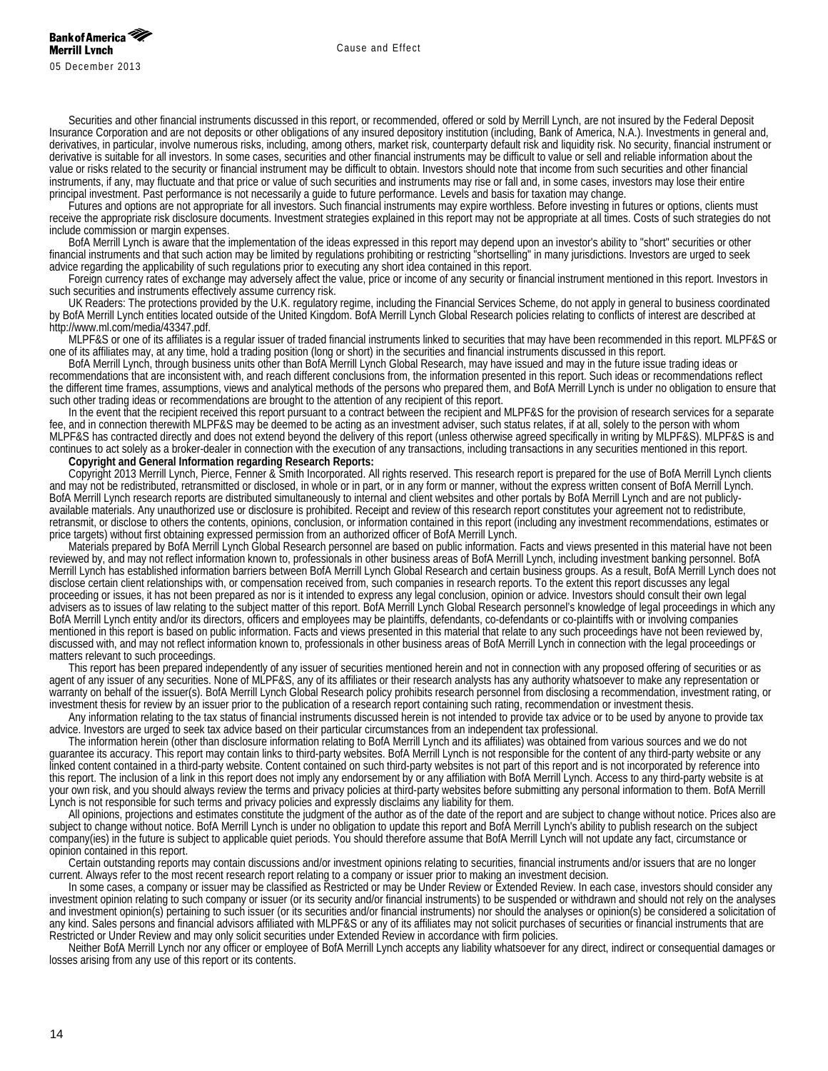Securities and other financial instruments discussed in this report, or recommended, offered or sold by Merrill Lynch, are not insured by the Federal Deposit Insurance Corporation and are not deposits or other obligations of any insured depository institution (including, Bank of America, N.A.). Investments in general and, derivatives, in particular, involve numerous risks, including, among others, market risk, counterparty default risk and liquidity risk. No security, financial instrument or derivative is suitable for all investors. In some cases, securities and other financial instruments may be difficult to value or sell and reliable information about the value or risks related to the security or financial instrument may be difficult to obtain. Investors should note that income from such securities and other financial instruments, if any, may fluctuate and that price or value of such securities and instruments may rise or fall and, in some cases, investors may lose their entire principal investment. Past performance is not necessarily a guide to future performance. Levels and basis for taxation may change.

Futures and options are not appropriate for all investors. Such financial instruments may expire worthless. Before investing in futures or options, clients must receive the appropriate risk disclosure documents. Investment strategies explained in this report may not be appropriate at all times. Costs of such strategies do not include commission or margin expenses.

BofA Merrill Lynch is aware that the implementation of the ideas expressed in this report may depend upon an investor's ability to "short" securities or other financial instruments and that such action may be limited by regulations prohibiting or restricting "shortselling" in many jurisdictions. Investors are urged to seek advice regarding the applicability of such regulations prior to executing any short idea contained in this report.

Foreign currency rates of exchange may adversely affect the value, price or income of any security or financial instrument mentioned in this report. Investors in such securities and instruments effectively assume currency risk.

UK Readers: The protections provided by the U.K. regulatory regime, including the Financial Services Scheme, do not apply in general to business coordinated by BofA Merrill Lynch entities located outside of the United Kingdom. BofA Merrill Lynch Global Research policies relating to conflicts of interest are described at http://www.ml.com/media/43347.pdf.

MLPF&S or one of its affiliates is a regular issuer of traded financial instruments linked to securities that may have been recommended in this report. MLPF&S or one of its affiliates may, at any time, hold a trading position (long or short) in the securities and financial instruments discussed in this report.

BofA Merrill Lynch, through business units other than BofA Merrill Lynch Global Research, may have issued and may in the future issue trading ideas or recommendations that are inconsistent with, and reach different conclusions from, the information presented in this report. Such ideas or recommendations reflect the different time frames, assumptions, views and analytical methods of the persons who prepared them, and BofA Merrill Lynch is under no obligation to ensure that such other trading ideas or recommendations are brought to the attention of any recipient of this report.

In the event that the recipient received this report pursuant to a contract between the recipient and MLPF&S for the provision of research services for a separate fee, and in connection therewith MLPF&S may be deemed to be acting as an investment adviser, such status relates, if at all, solely to the person with whom MLPF&S has contracted directly and does not extend beyond the delivery of this report (unless otherwise agreed specifically in writing by MLPF&S). MLPF&S is and continues to act solely as a broker-dealer in connection with the execution of any transactions, including transactions in any securities mentioned in this report.

**Copyright and General Information regarding Research Reports:**

Copyright 2013 Merrill Lynch, Pierce, Fenner & Smith Incorporated. All rights reserved. This research report is prepared for the use of BofA Merrill Lynch clients and may not be redistributed, retransmitted or disclosed, in whole or in part, or in any form or manner, without the express written consent of BofA Merrill Lynch. BofA Merrill Lynch research reports are distributed simultaneously to internal and client websites and other portals by BofA Merrill Lynch and are not publicly-available materials. Any unauthorized use or disclosure is prohibited. Receipt and review of this research report constitutes your agreement not to redistribute, retransmit, or disclose to others the contents, opinions, conclusion, or information contained in this report (including any investment recommendations, estimates or price targets) without first obtaining expressed permission from an authorized officer of BofA Merrill Lynch.

Materials prepared by BofA Merrill Lynch Global Research personnel are based on public information. Facts and views presented in this material have not been reviewed by, and may not reflect information known to, professionals in other business areas of BofA Merrill Lynch, including investment banking personnel. BofA Merrill Lynch has established information barriers between BofA Merrill Lynch Global Research and certain business groups. As a result, BofA Merrill Lynch does not disclose certain client relationships with, or compensation received from, such companies in research reports. To the extent this report discusses any legal proceeding or issues, it has not been prepared as nor is it intended to express any legal conclusion, opinion or advice. Investors should consult their own legal advisers as to issues of law relating to the subject matter of this report. BofA Merrill Lynch Global Research personnel's knowledge of legal proceedings in which any BofA Merrill Lynch entity and/or its directors, officers and employees may be plaintiffs, defendants, co-defendants or co-plaintiffs with or involving companies mentioned in this report is based on public information. Facts and views presented in this material that relate to any such proceedings have not been reviewed by, discussed with, and may not reflect information known to, professionals in other business areas of BofA Merrill Lynch in connection with the legal proceedings or matters relevant to such proceedings.

This report has been prepared independently of any issuer of securities mentioned herein and not in connection with any proposed offering of securities or as agent of any issuer of any securities. None of MLPF&S, any of its affiliates or their research analysts has any authority whatsoever to make any representation or warranty on behalf of the issuer(s). BofA Merrill Lynch Global Research policy prohibits research personnel from disclosing a recommendation, investment rating, or investment thesis for review by an issuer prior to the publication of a research report containing such rating, recommendation or investment thesis.

Any information relating to the tax status of financial instruments discussed herein is not intended to provide tax advice or to be used by anyone to provide tax advice. Investors are urged to seek tax advice based on their particular circumstances from an independent tax professional.

The information herein (other than disclosure information relating to BofA Merrill Lynch and its affiliates) was obtained from various sources and we do not guarantee its accuracy. This report may contain links to third-party websites. BofA Merrill Lynch is not responsible for the content of any third-party website or any linked content contained in a third-party website. Content contained on such third-party websites is not part of this report and is not incorporated by reference into this report. The inclusion of a link in this report does not imply any endorsement by or any affiliation with BofA Merrill Lynch. Access to any third-party website is at your own risk, and you should always review the terms and privacy policies at third-party websites before submitting any personal information to them. BofA Merrill Lynch is not responsible for such terms and privacy policies and expressly disclaims any liability for them.

All opinions, projections and estimates constitute the judgment of the author as of the date of the report and are subject to change without notice. Prices also are subject to change without notice. BofA Merrill Lynch is under no obligation to update this report and BofA Merrill Lynch's ability to publish research on the subject company(ies) in the future is subject to applicable quiet periods. You should therefore assume that BofA Merrill Lynch will not update any fact, circumstance or opinion contained in this report.

Certain outstanding reports may contain discussions and/or investment opinions relating to securities, financial instruments and/or issuers that are no longer current. Always refer to the most recent research report relating to a company or issuer prior to making an investment decision.

In some cases, a company or issuer may be classified as Restricted or may be Under Review or Extended Review. In each case, investors should consider any investment opinion relating to such company or issuer (or its security and/or financial instruments) to be suspended or withdrawn and should not rely on the analyses and investment opinion(s) pertaining to such issuer (or its securities and/or financial instruments) nor should the analyses or opinion(s) be considered a solicitation of any kind. Sales persons and financial advisors affiliated with MLPF&S or any of its affiliates may not solicit purchases of securities or financial instruments that are Restricted or Under Review and may only solicit securities under Extended Review in accordance with firm policies.

Neither BofA Merrill Lynch nor any officer or employee of BofA Merrill Lynch accepts any liability whatsoever for any direct, indirect or consequential damages or losses arising from any use of this report or its contents.